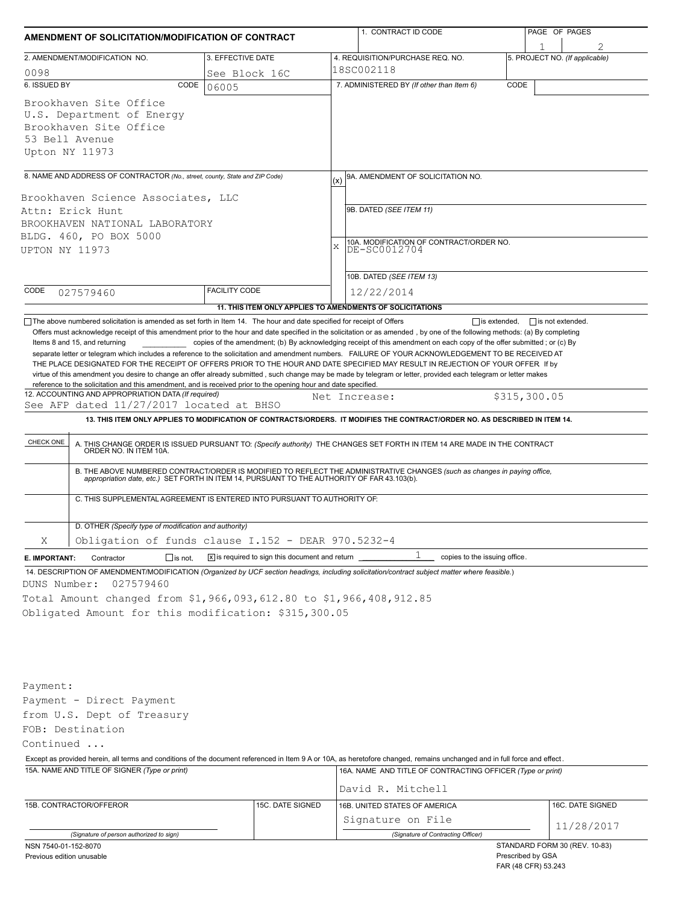# AMENDMENT OF SOLICITATION/MODIFICATION OF CONTRACT

| 1. CONTRACT ID CODE | PAGE OF PAGES |
|---|---|
| | 1 / 2 |

| 2. AMENDMENT/MODIFICATION NO. | 3. EFFECTIVE DATE | 4. REQUISITION/PURCHASE REQ. NO. | 5. PROJECT NO. (If applicable) |
|---|---|---|---|
| 0098 | See Block 16C | 18SC002118 | |

**6. ISSUED BY** CODE 06005

Brookhaven Site Office
U.S. Department of Energy
Brookhaven Site Office
53 Bell Avenue
Upton NY 11973

**7. ADMINISTERED BY** *(If other than Item 6)* CODE

**8. NAME AND ADDRESS OF CONTRACTOR** *(No., street, county, State and ZIP Code)*

Brookhaven Science Associates, LLC
Attn: Erick Hunt
BROOKHAVEN NATIONAL LABORATORY
BLDG. 460, PO BOX 5000
UPTON NY 11973

CODE 027579460 FACILITY CODE

(x) 9A. AMENDMENT OF SOLICITATION NO.

9B. DATED *(SEE ITEM 11)*

X 10A. MODIFICATION OF CONTRACT/ORDER NO.
DE-SC0012704

10B. DATED *(SEE ITEM 13)*
12/22/2014

**11. THIS ITEM ONLY APPLIES TO AMENDMENTS OF SOLICITATIONS**

☐ The above numbered solicitation is amended as set forth in Item 14. The hour and date specified for receipt of Offers ☐ is extended, ☐ is not extended.
Offers must acknowledge receipt of this amendment prior to the hour and date specified in the solicitation or as amended, by one of the following methods: (a) By completing Items 8 and 15, and returning \_\_\_\_\_\_\_\_\_\_ copies of the amendment; (b) By acknowledging receipt of this amendment on each copy of the offer submitted ; or (c) By separate letter or telegram which includes a reference to the solicitation and amendment numbers. FAILURE OF YOUR ACKNOWLEDGEMENT TO BE RECEIVED AT THE PLACE DESIGNATED FOR THE RECEIPT OF OFFERS PRIOR TO THE HOUR AND DATE SPECIFIED MAY RESULT IN REJECTION OF YOUR OFFER If by virtue of this amendment you desire to change an offer already submitted , such change may be made by telegram or letter, provided each telegram or letter makes reference to the solicitation and this amendment, and is received prior to the opening hour and date specified.

**12. ACCOUNTING AND APPROPRIATION DATA** *(If required)*
See AFP dated 11/27/2017 located at BHSO    Net Increase:    $315,300.05

**13. THIS ITEM ONLY APPLIES TO MODIFICATION OF CONTRACTS/ORDERS. IT MODIFIES THE CONTRACT/ORDER NO. AS DESCRIBED IN ITEM 14.**

| CHECK ONE | |
|---|---|
| | A. THIS CHANGE ORDER IS ISSUED PURSUANT TO: *(Specify authority)* THE CHANGES SET FORTH IN ITEM 14 ARE MADE IN THE CONTRACT ORDER NO. IN ITEM 10A. |
| | B. THE ABOVE NUMBERED CONTRACT/ORDER IS MODIFIED TO REFLECT THE ADMINISTRATIVE CHANGES *(such as changes in paying office, appropriation date, etc.)* SET FORTH IN ITEM 14, PURSUANT TO THE AUTHORITY OF FAR 43.103(b). |
| | C. THIS SUPPLEMENTAL AGREEMENT IS ENTERED INTO PURSUANT TO AUTHORITY OF: |
| X | D. OTHER *(Specify type of modification and authority)* Obligation of funds clause I.152 - DEAR 970.5232-4 |

**E. IMPORTANT:** Contractor ☐ is not, ☒ is required to sign this document and return 1 copies to the issuing office.

**14. DESCRIPTION OF AMENDMENT/MODIFICATION** *(Organized by UCF section headings, including solicitation/contract subject matter where feasible.)*

DUNS Number: 027579460
Total Amount changed from $1,966,093,612.80 to $1,966,408,912.85
Obligated Amount for this modification: $315,300.05

Payment:
Payment - Direct Payment
from U.S. Dept of Treasury
FOB: Destination
Continued ...

Except as provided herein, all terms and conditions of the document referenced in Item 9 A or 10A, as heretofore changed, remains unchanged and in full force and effect.

| 15A. NAME AND TITLE OF SIGNER *(Type or print)* | | 16A. NAME AND TITLE OF CONTRACTING OFFICER *(Type or print)* | |
|---|---|---|---|
| | | David R. Mitchell | |
| 15B. CONTRACTOR/OFFEROR | 15C. DATE SIGNED | 16B. UNITED STATES OF AMERICA | 16C. DATE SIGNED |
| *(Signature of person authorized to sign)* | | Signature on File *(Signature of Contracting Officer)* | 11/28/2017 |

NSN 7540-01-152-8070
Previous edition unusable

STANDARD FORM 30 (REV. 10-83)
Prescribed by GSA
FAR (48 CFR) 53.243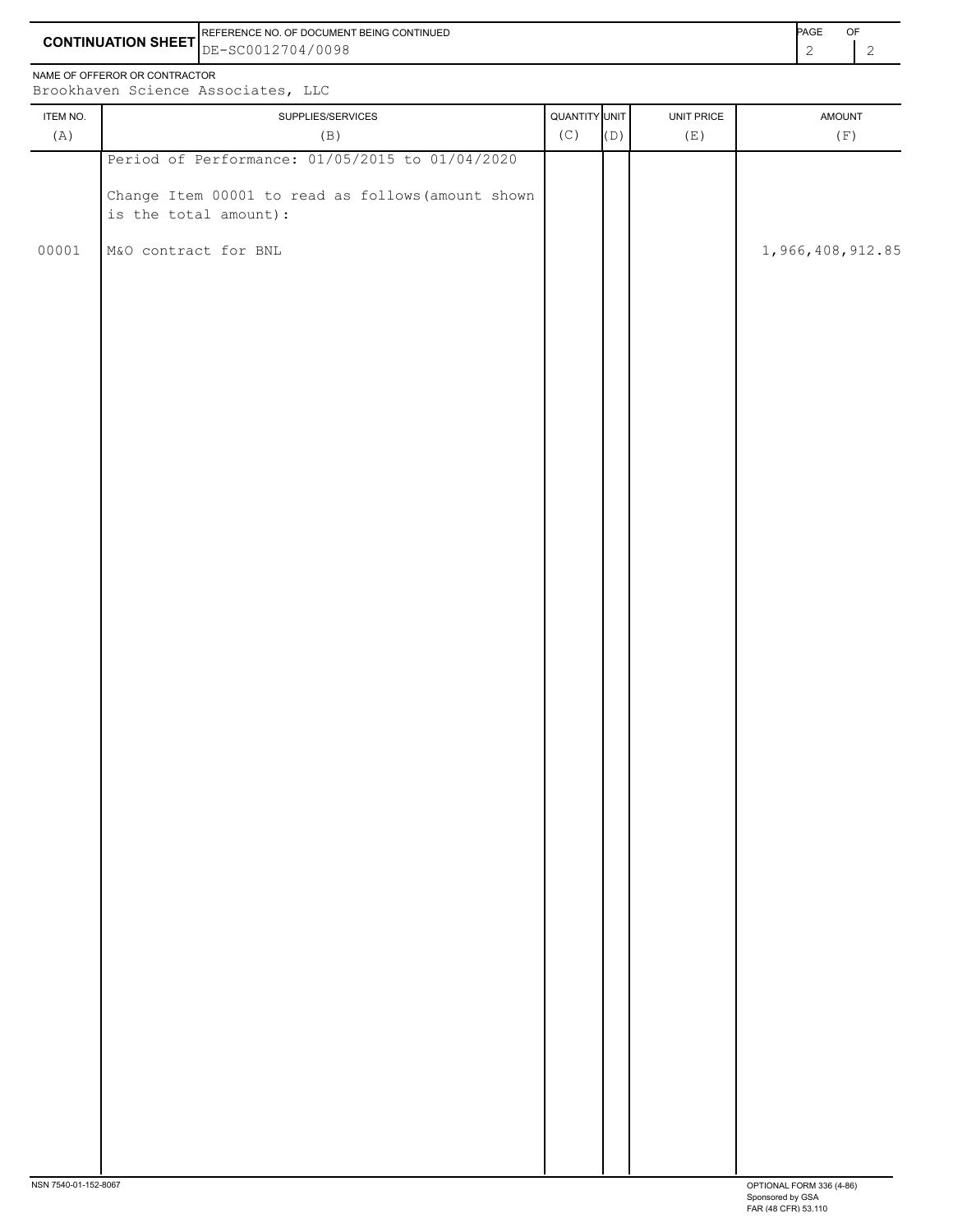**CONTINUATION SHEET**

REFERENCE NO. OF DOCUMENT BEING CONTINUED
DE-SC0012704/0098

NAME OF OFFEROR OR CONTRACTOR
Brookhaven Science Associates, LLC

| ITEM NO. (A) | SUPPLIES/SERVICES (B) | QUANTITY (C) | UNIT (D) | UNIT PRICE (E) | AMOUNT (F) |
|---|---|---|---|---|---|
| | Period of Performance: 01/05/2015 to 01/04/2020 | | | | |
| | Change Item 00001 to read as follows(amount shown is the total amount): | | | | |
| 00001 | M&O contract for BNL | | | | 1,966,408,912.85 |

NSN 7540-01-152-8067

OPTIONAL FORM 336 (4-86)
Sponsored by GSA
FAR (48 CFR) 53.110